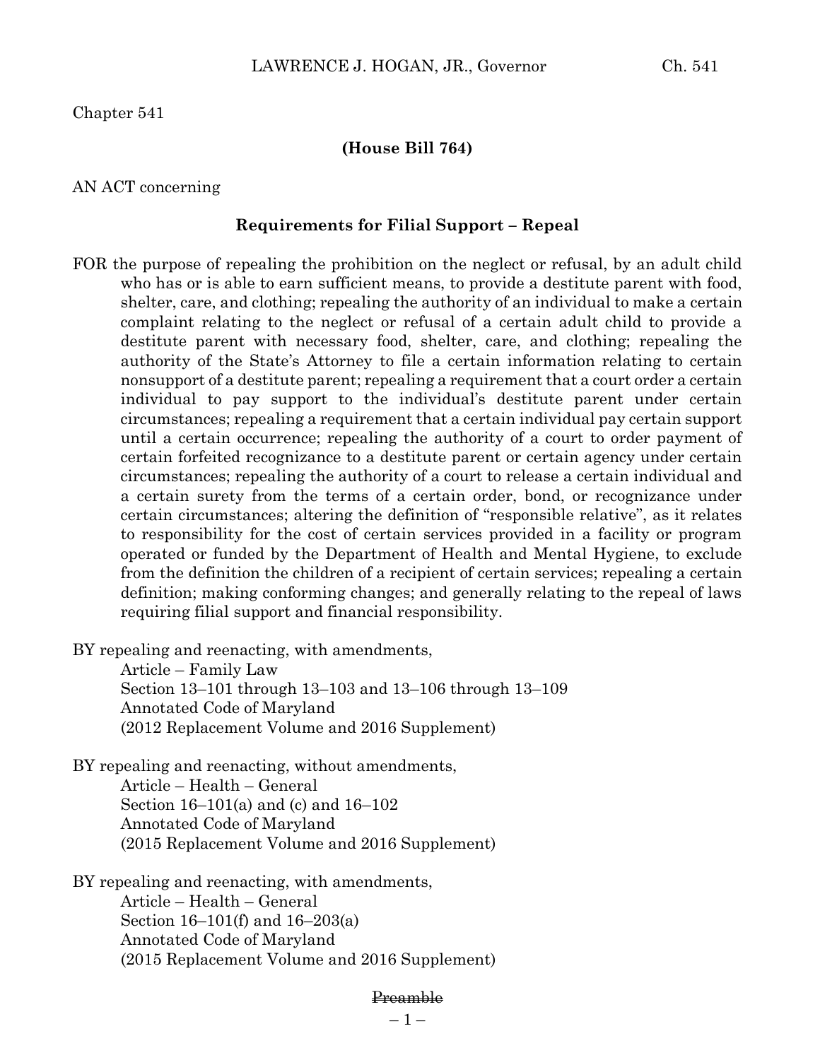Chapter 541

**(House Bill 764)**

AN ACT concerning

**Requirements for Filial Support – Repeal**

FOR the purpose of repealing the prohibition on the neglect or refusal, by an adult child who has or is able to earn sufficient means, to provide a destitute parent with food, shelter, care, and clothing; repealing the authority of an individual to make a certain complaint relating to the neglect or refusal of a certain adult child to provide a destitute parent with necessary food, shelter, care, and clothing; repealing the authority of the State's Attorney to file a certain information relating to certain nonsupport of a destitute parent; repealing a requirement that a court order a certain individual to pay support to the individual's destitute parent under certain circumstances; repealing a requirement that a certain individual pay certain support until a certain occurrence; repealing the authority of a court to order payment of certain forfeited recognizance to a destitute parent or certain agency under certain circumstances; repealing the authority of a court to release a certain individual and a certain surety from the terms of a certain order, bond, or recognizance under certain circumstances; altering the definition of "responsible relative", as it relates to responsibility for the cost of certain services provided in a facility or program operated or funded by the Department of Health and Mental Hygiene, to exclude from the definition the children of a recipient of certain services; repealing a certain definition; making conforming changes; and generally relating to the repeal of laws requiring filial support and financial responsibility.

BY repealing and reenacting, with amendments,
Article – Family Law
Section 13–101 through 13–103 and 13–106 through 13–109
Annotated Code of Maryland
(2012 Replacement Volume and 2016 Supplement)

BY repealing and reenacting, without amendments,
Article – Health – General
Section 16–101(a) and (c) and 16–102
Annotated Code of Maryland
(2015 Replacement Volume and 2016 Supplement)

BY repealing and reenacting, with amendments,
Article – Health – General
Section 16–101(f) and 16–203(a)
Annotated Code of Maryland
(2015 Replacement Volume and 2016 Supplement)

~~Preamble~~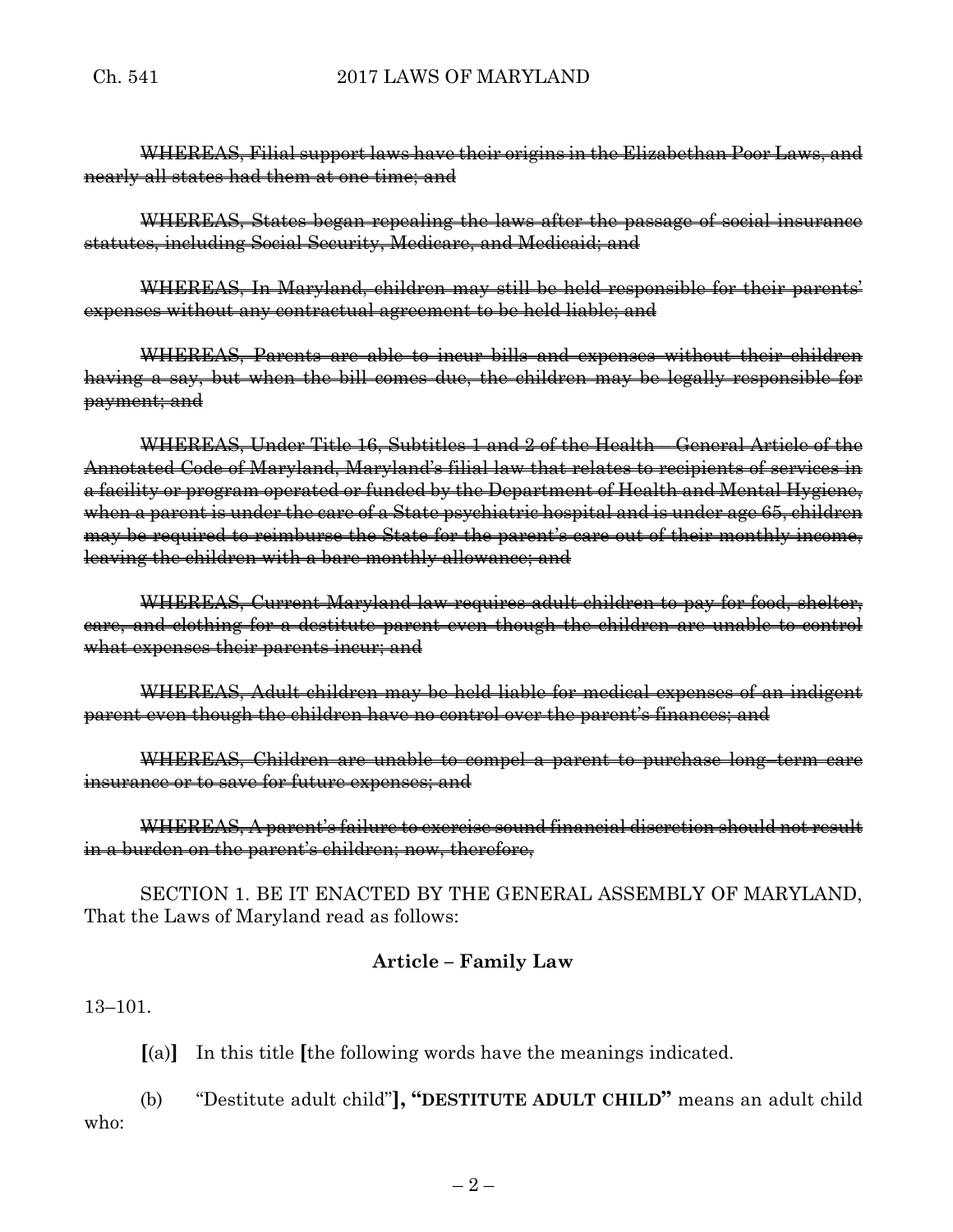~~WHEREAS, Filial support laws have their origins in the Elizabethan Poor Laws, and nearly all states had them at one time; and~~

~~WHEREAS, States began repealing the laws after the passage of social insurance statutes, including Social Security, Medicare, and Medicaid; and~~

~~WHEREAS, In Maryland, children may still be held responsible for their parents' expenses without any contractual agreement to be held liable; and~~

~~WHEREAS, Parents are able to incur bills and expenses without their children having a say, but when the bill comes due, the children may be legally responsible for payment; and~~

~~WHEREAS, Under Title 16, Subtitles 1 and 2 of the Health – General Article of the Annotated Code of Maryland, Maryland's filial law that relates to recipients of services in a facility or program operated or funded by the Department of Health and Mental Hygiene, when a parent is under the care of a State psychiatric hospital and is under age 65, children may be required to reimburse the State for the parent's care out of their monthly income, leaving the children with a bare monthly allowance; and~~

~~WHEREAS, Current Maryland law requires adult children to pay for food, shelter, care, and clothing for a destitute parent even though the children are unable to control what expenses their parents incur; and~~

~~WHEREAS, Adult children may be held liable for medical expenses of an indigent parent even though the children have no control over the parent's finances; and~~

~~WHEREAS, Children are unable to compel a parent to purchase long–term care insurance or to save for future expenses; and~~

~~WHEREAS, A parent's failure to exercise sound financial discretion should not result in a burden on the parent's children; now, therefore,~~

SECTION 1. BE IT ENACTED BY THE GENERAL ASSEMBLY OF MARYLAND, That the Laws of Maryland read as follows:

**Article – Family Law**

13–101.

**[**(a)**]** In this title **[**the following words have the meanings indicated.

(b) "Destitute adult child"**], "DESTITUTE ADULT CHILD"** means an adult child who: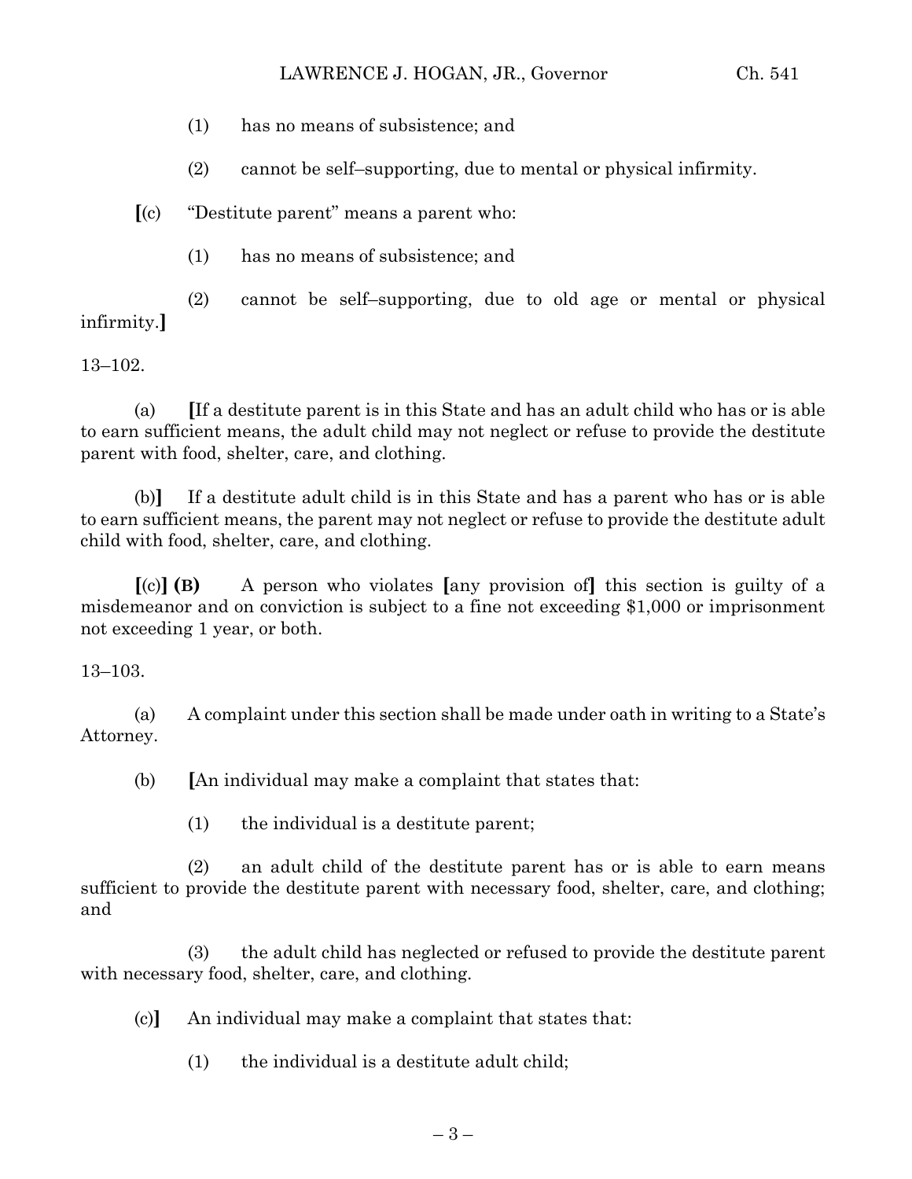(1) has no means of subsistence; and

(2) cannot be self–supporting, due to mental or physical infirmity.

[(c) "Destitute parent" means a parent who:

(1) has no means of subsistence; and

(2) cannot be self–supporting, due to old age or mental or physical infirmity.]

13–102.

(a) [If a destitute parent is in this State and has an adult child who has or is able to earn sufficient means, the adult child may not neglect or refuse to provide the destitute parent with food, shelter, care, and clothing.

(b)] If a destitute adult child is in this State and has a parent who has or is able to earn sufficient means, the parent may not neglect or refuse to provide the destitute adult child with food, shelter, care, and clothing.

[(c)] **(B)** A person who violates [any provision of] this section is guilty of a misdemeanor and on conviction is subject to a fine not exceeding $1,000 or imprisonment not exceeding 1 year, or both.

13–103.

(a) A complaint under this section shall be made under oath in writing to a State's Attorney.

(b) [An individual may make a complaint that states that:

(1) the individual is a destitute parent;

(2) an adult child of the destitute parent has or is able to earn means sufficient to provide the destitute parent with necessary food, shelter, care, and clothing; and

(3) the adult child has neglected or refused to provide the destitute parent with necessary food, shelter, care, and clothing.

(c)] An individual may make a complaint that states that:

(1) the individual is a destitute adult child;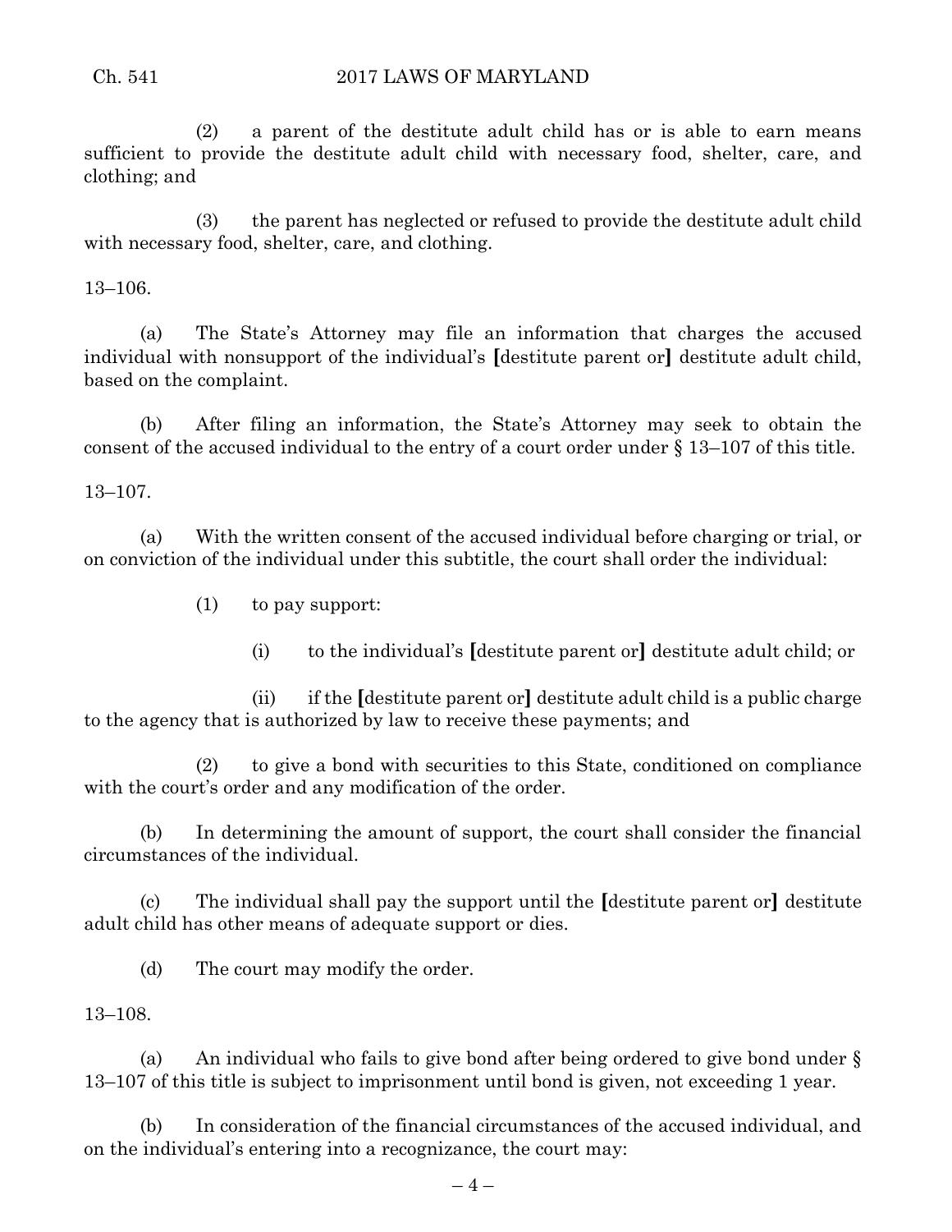(2) a parent of the destitute adult child has or is able to earn means sufficient to provide the destitute adult child with necessary food, shelter, care, and clothing; and

(3) the parent has neglected or refused to provide the destitute adult child with necessary food, shelter, care, and clothing.

13–106.

(a) The State's Attorney may file an information that charges the accused individual with nonsupport of the individual's **[**destitute parent or**]** destitute adult child, based on the complaint.

(b) After filing an information, the State's Attorney may seek to obtain the consent of the accused individual to the entry of a court order under § 13–107 of this title.

13–107.

(a) With the written consent of the accused individual before charging or trial, or on conviction of the individual under this subtitle, the court shall order the individual:

(1) to pay support:

(i) to the individual's **[**destitute parent or**]** destitute adult child; or

(ii) if the **[**destitute parent or**]** destitute adult child is a public charge to the agency that is authorized by law to receive these payments; and

(2) to give a bond with securities to this State, conditioned on compliance with the court's order and any modification of the order.

(b) In determining the amount of support, the court shall consider the financial circumstances of the individual.

(c) The individual shall pay the support until the **[**destitute parent or**]** destitute adult child has other means of adequate support or dies.

(d) The court may modify the order.

13–108.

(a) An individual who fails to give bond after being ordered to give bond under § 13–107 of this title is subject to imprisonment until bond is given, not exceeding 1 year.

(b) In consideration of the financial circumstances of the accused individual, and on the individual's entering into a recognizance, the court may: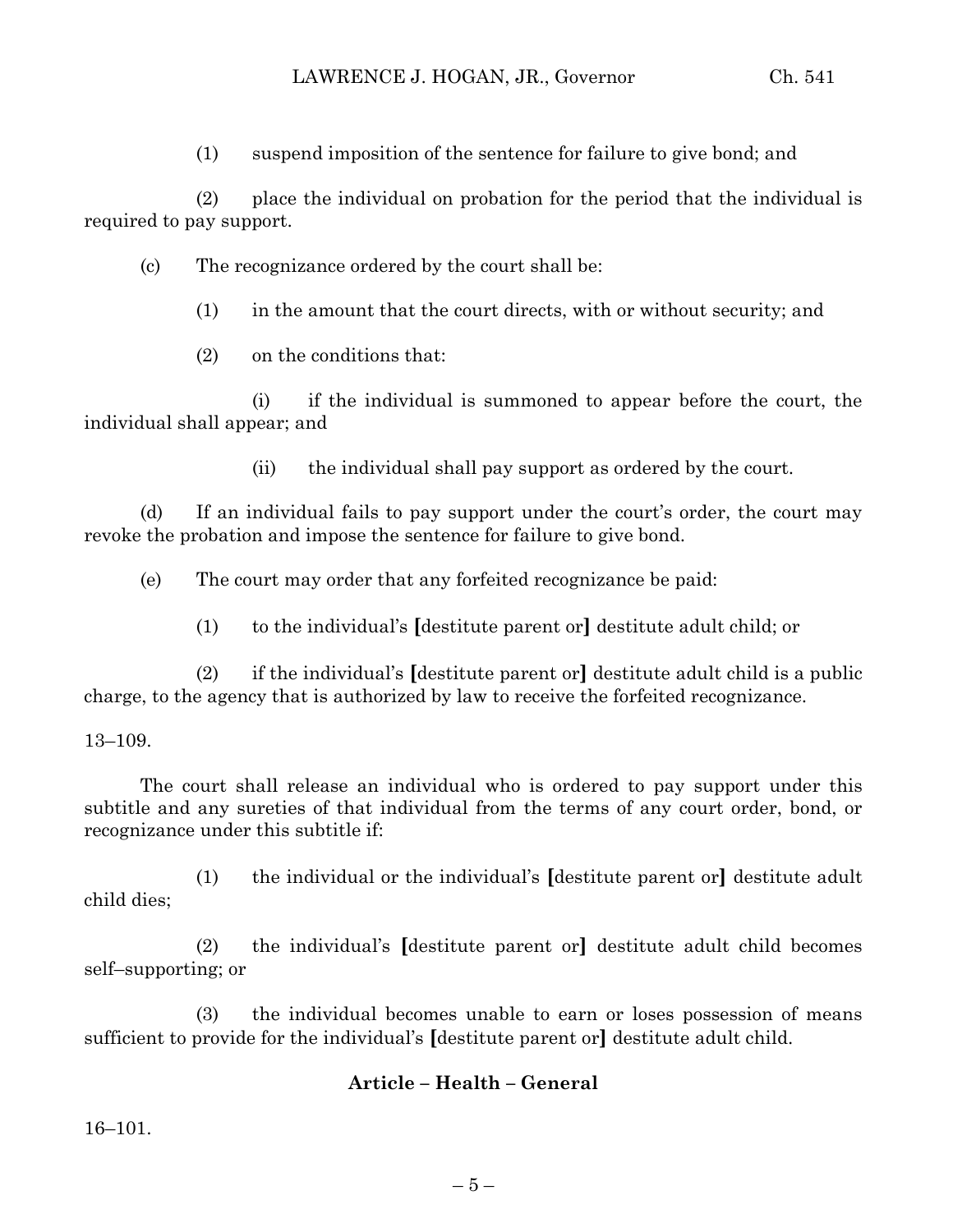(1) suspend imposition of the sentence for failure to give bond; and

(2) place the individual on probation for the period that the individual is required to pay support.

(c) The recognizance ordered by the court shall be:

(1) in the amount that the court directs, with or without security; and

(2) on the conditions that:

(i) if the individual is summoned to appear before the court, the individual shall appear; and

(ii) the individual shall pay support as ordered by the court.

(d) If an individual fails to pay support under the court's order, the court may revoke the probation and impose the sentence for failure to give bond.

(e) The court may order that any forfeited recognizance be paid:

(1) to the individual's **[**destitute parent or**]** destitute adult child; or

(2) if the individual's **[**destitute parent or**]** destitute adult child is a public charge, to the agency that is authorized by law to receive the forfeited recognizance.

13–109.

The court shall release an individual who is ordered to pay support under this subtitle and any sureties of that individual from the terms of any court order, bond, or recognizance under this subtitle if:

(1) the individual or the individual's **[**destitute parent or**]** destitute adult child dies;

(2) the individual's **[**destitute parent or**]** destitute adult child becomes self–supporting; or

(3) the individual becomes unable to earn or loses possession of means sufficient to provide for the individual's **[**destitute parent or**]** destitute adult child.

### Article – Health – General

16–101.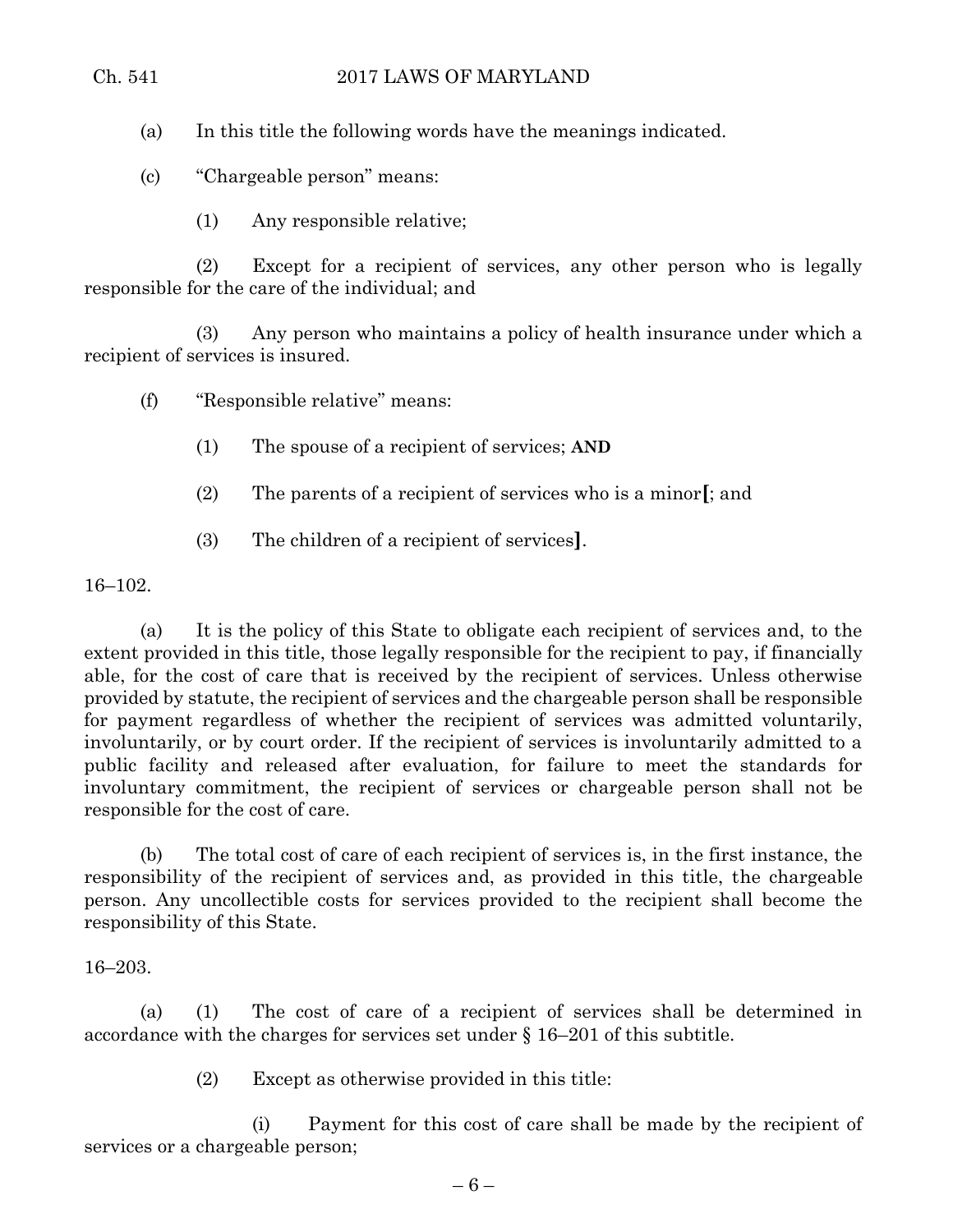(a) In this title the following words have the meanings indicated.

(c) "Chargeable person" means:

(1) Any responsible relative;

(2) Except for a recipient of services, any other person who is legally responsible for the care of the individual; and

(3) Any person who maintains a policy of health insurance under which a recipient of services is insured.

(f) "Responsible relative" means:

(1) The spouse of a recipient of services; **AND**

(2) The parents of a recipient of services who is a minor**[**; and

(3) The children of a recipient of services**]**.

16–102.

(a) It is the policy of this State to obligate each recipient of services and, to the extent provided in this title, those legally responsible for the recipient to pay, if financially able, for the cost of care that is received by the recipient of services. Unless otherwise provided by statute, the recipient of services and the chargeable person shall be responsible for payment regardless of whether the recipient of services was admitted voluntarily, involuntarily, or by court order. If the recipient of services is involuntarily admitted to a public facility and released after evaluation, for failure to meet the standards for involuntary commitment, the recipient of services or chargeable person shall not be responsible for the cost of care.

(b) The total cost of care of each recipient of services is, in the first instance, the responsibility of the recipient of services and, as provided in this title, the chargeable person. Any uncollectible costs for services provided to the recipient shall become the responsibility of this State.

16–203.

(a) (1) The cost of care of a recipient of services shall be determined in accordance with the charges for services set under § 16–201 of this subtitle.

(2) Except as otherwise provided in this title:

(i) Payment for this cost of care shall be made by the recipient of services or a chargeable person;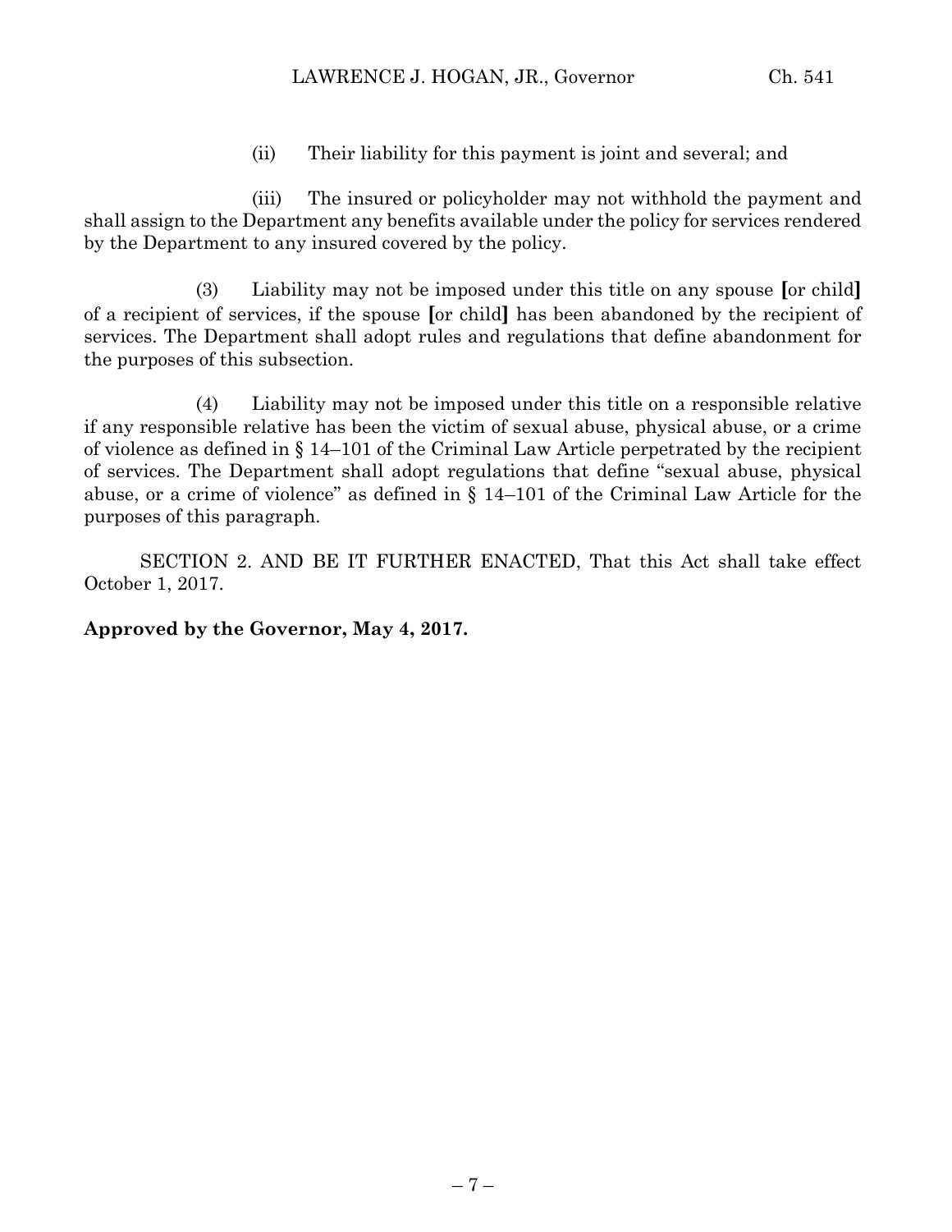(ii) Their liability for this payment is joint and several; and

(iii) The insured or policyholder may not withhold the payment and shall assign to the Department any benefits available under the policy for services rendered by the Department to any insured covered by the policy.

(3) Liability may not be imposed under this title on any spouse **[**or child**]** of a recipient of services, if the spouse **[**or child**]** has been abandoned by the recipient of services. The Department shall adopt rules and regulations that define abandonment for the purposes of this subsection.

(4) Liability may not be imposed under this title on a responsible relative if any responsible relative has been the victim of sexual abuse, physical abuse, or a crime of violence as defined in § 14–101 of the Criminal Law Article perpetrated by the recipient of services. The Department shall adopt regulations that define "sexual abuse, physical abuse, or a crime of violence" as defined in § 14–101 of the Criminal Law Article for the purposes of this paragraph.

SECTION 2. AND BE IT FURTHER ENACTED, That this Act shall take effect October 1, 2017.

**Approved by the Governor, May 4, 2017.**